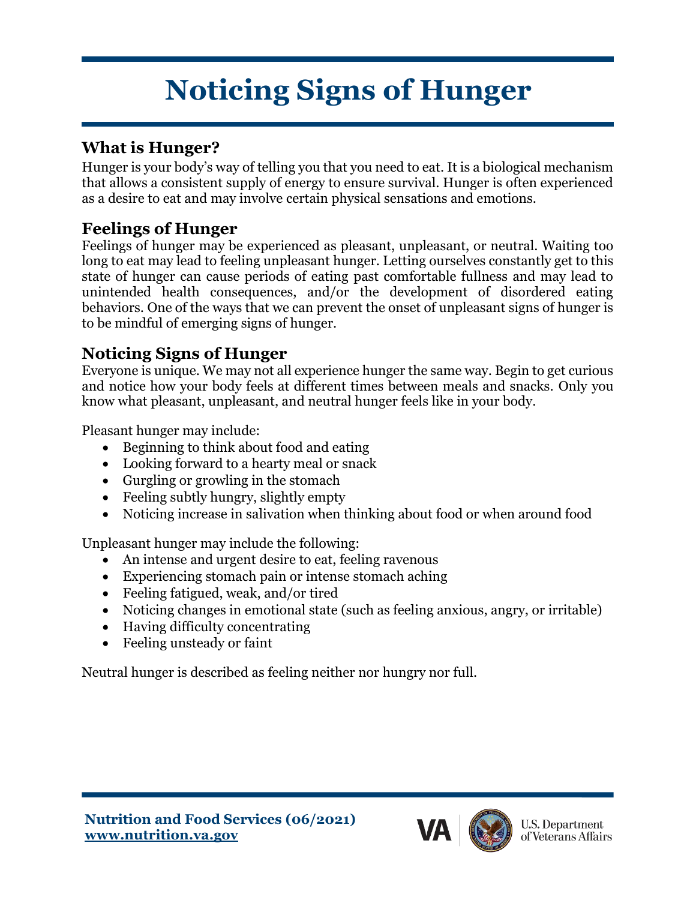# Noticing Signs of Hunger

## What is Hunger?

Hunger is your body's way of telling you that you need to eat. It is a biological mechanism that allows a consistent supply of energy to ensure survival. Hunger is often experienced as a desire to eat and may involve certain physical sensations and emotions.

## Feelings of Hunger

Feelings of hunger may be experienced as pleasant, unpleasant, or neutral. Waiting too long to eat may lead to feeling unpleasant hunger. Letting ourselves constantly get to this state of hunger can cause periods of eating past comfortable fullness and may lead to unintended health consequences, and/or the development of disordered eating behaviors. One of the ways that we can prevent the onset of unpleasant signs of hunger is to be mindful of emerging signs of hunger.

## Noticing Signs of Hunger

Everyone is unique. We may not all experience hunger the same way. Begin to get curious and notice how your body feels at different times between meals and snacks. Only you know what pleasant, unpleasant, and neutral hunger feels like in your body.

Pleasant hunger may include:

- Beginning to think about food and eating
- Looking forward to a hearty meal or snack
- Gurgling or growling in the stomach
- Feeling subtly hungry, slightly empty
- Noticing increase in salivation when thinking about food or when around food

Unpleasant hunger may include the following:

- An intense and urgent desire to eat, feeling ravenous
- Experiencing stomach pain or intense stomach aching
- Feeling fatigued, weak, and/or tired
- Noticing changes in emotional state (such as feeling anxious, angry, or irritable)
- Having difficulty concentrating
- Feeling unsteady or faint

Neutral hunger is described as feeling neither nor hungry nor full.

**Nutrition and Food Services (06/2021)**
**www.nutrition.va.gov**

VA | U.S. Department of Veterans Affairs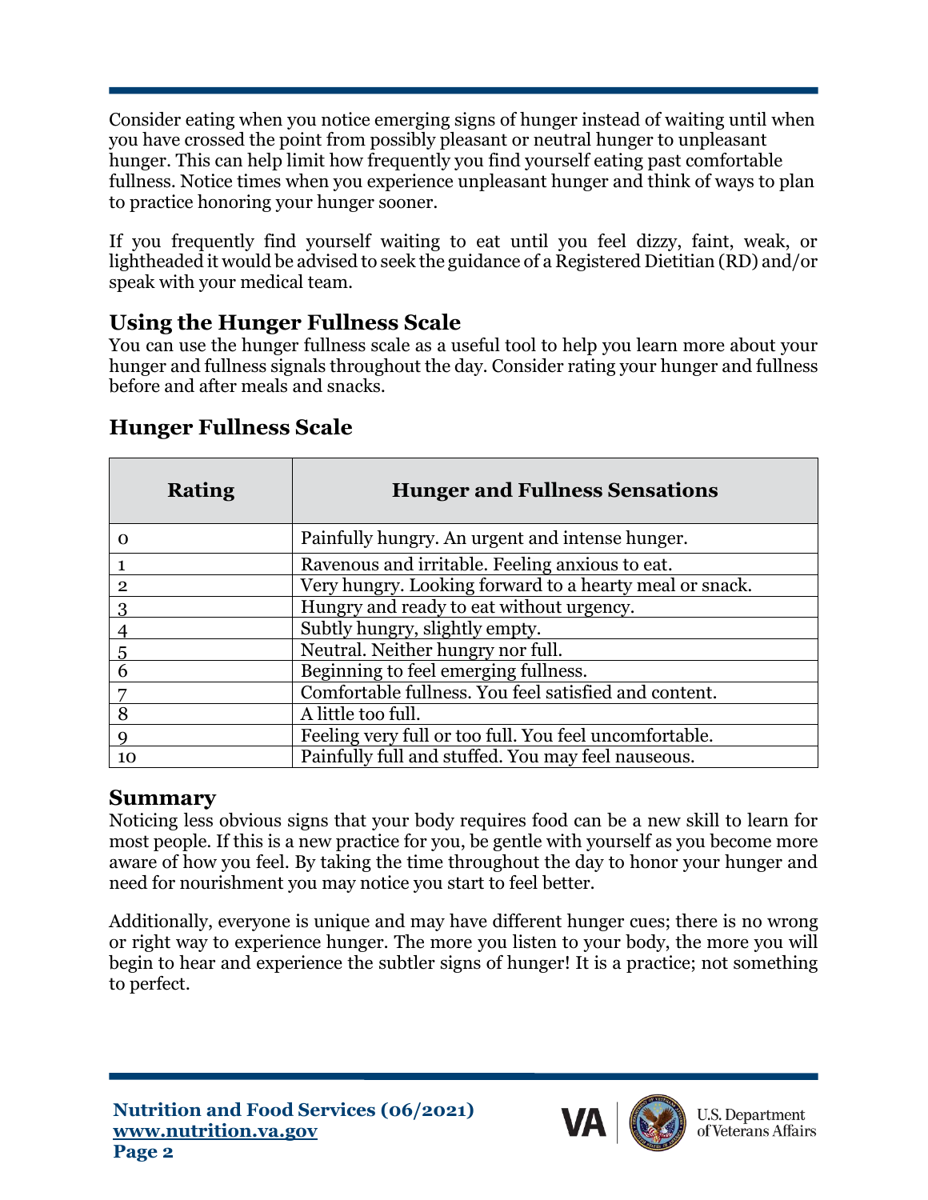Consider eating when you notice emerging signs of hunger instead of waiting until when you have crossed the point from possibly pleasant or neutral hunger to unpleasant hunger. This can help limit how frequently you find yourself eating past comfortable fullness. Notice times when you experience unpleasant hunger and think of ways to plan to practice honoring your hunger sooner.

If you frequently find yourself waiting to eat until you feel dizzy, faint, weak, or lightheaded it would be advised to seek the guidance of a Registered Dietitian (RD) and/or speak with your medical team.

## Using the Hunger Fullness Scale

You can use the hunger fullness scale as a useful tool to help you learn more about your hunger and fullness signals throughout the day. Consider rating your hunger and fullness before and after meals and snacks.

## Hunger Fullness Scale

| Rating | Hunger and Fullness Sensations |
|---|---|
| 0 | Painfully hungry. An urgent and intense hunger. |
| 1 | Ravenous and irritable. Feeling anxious to eat. |
| 2 | Very hungry. Looking forward to a hearty meal or snack. |
| 3 | Hungry and ready to eat without urgency. |
| 4 | Subtly hungry, slightly empty. |
| 5 | Neutral. Neither hungry nor full. |
| 6 | Beginning to feel emerging fullness. |
| 7 | Comfortable fullness. You feel satisfied and content. |
| 8 | A little too full. |
| 9 | Feeling very full or too full. You feel uncomfortable. |
| 10 | Painfully full and stuffed. You may feel nauseous. |

## Summary

Noticing less obvious signs that your body requires food can be a new skill to learn for most people. If this is a new practice for you, be gentle with yourself as you become more aware of how you feel. By taking the time throughout the day to honor your hunger and need for nourishment you may notice you start to feel better.

Additionally, everyone is unique and may have different hunger cues; there is no wrong or right way to experience hunger. The more you listen to your body, the more you will begin to hear and experience the subtler signs of hunger! It is a practice; not something to perfect.

**Nutrition and Food Services (06/2021)**
**www.nutrition.va.gov**

U.S. Department of Veterans Affairs